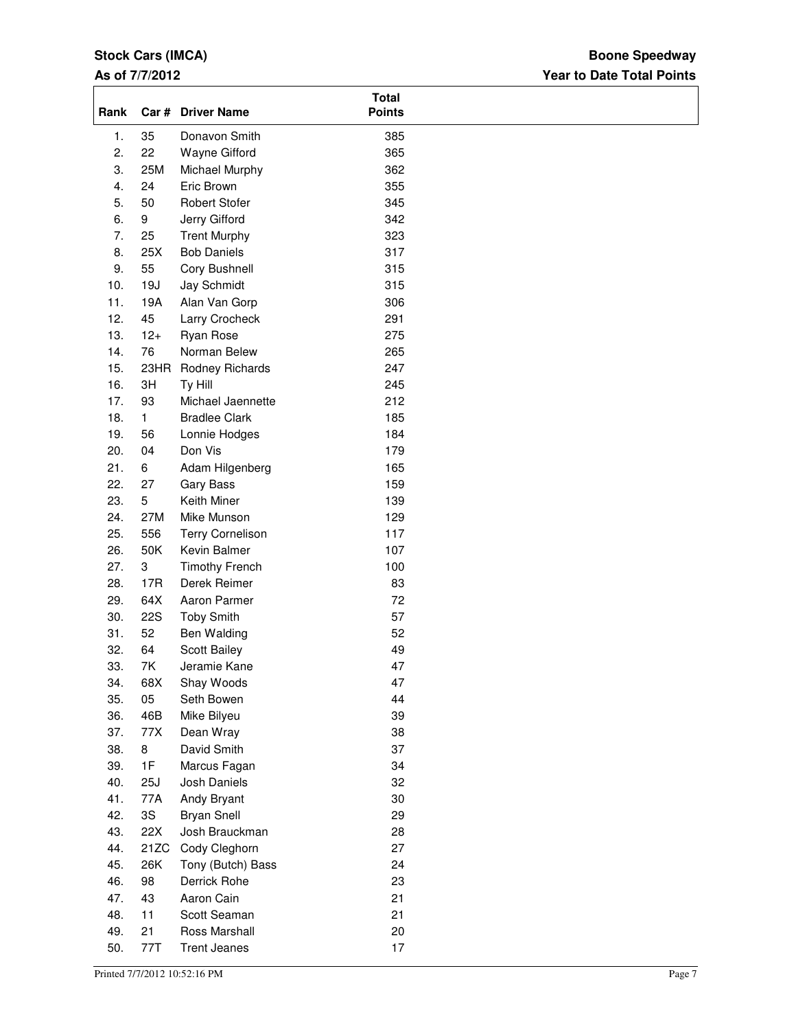**Stock Cars (IMCA)**
**As of 7/7/2012**

**Boone Speedway**
**Year to Date Total Points**

| Rank | Car # | Driver Name | Total Points |
|---|---|---|---|
| 1. | 35 | Donavon Smith | 385 |
| 2. | 22 | Wayne Gifford | 365 |
| 3. | 25M | Michael Murphy | 362 |
| 4. | 24 | Eric Brown | 355 |
| 5. | 50 | Robert Stofer | 345 |
| 6. | 9 | Jerry Gifford | 342 |
| 7. | 25 | Trent Murphy | 323 |
| 8. | 25X | Bob Daniels | 317 |
| 9. | 55 | Cory Bushnell | 315 |
| 10. | 19J | Jay Schmidt | 315 |
| 11. | 19A | Alan Van Gorp | 306 |
| 12. | 45 | Larry Crocheck | 291 |
| 13. | 12+ | Ryan Rose | 275 |
| 14. | 76 | Norman Belew | 265 |
| 15. | 23HR | Rodney Richards | 247 |
| 16. | 3H | Ty Hill | 245 |
| 17. | 93 | Michael Jaennette | 212 |
| 18. | 1 | Bradlee Clark | 185 |
| 19. | 56 | Lonnie Hodges | 184 |
| 20. | 04 | Don Vis | 179 |
| 21. | 6 | Adam Hilgenberg | 165 |
| 22. | 27 | Gary Bass | 159 |
| 23. | 5 | Keith Miner | 139 |
| 24. | 27M | Mike Munson | 129 |
| 25. | 556 | Terry Cornelison | 117 |
| 26. | 50K | Kevin Balmer | 107 |
| 27. | 3 | Timothy French | 100 |
| 28. | 17R | Derek Reimer | 83 |
| 29. | 64X | Aaron Parmer | 72 |
| 30. | 22S | Toby Smith | 57 |
| 31. | 52 | Ben Walding | 52 |
| 32. | 64 | Scott Bailey | 49 |
| 33. | 7K | Jeramie Kane | 47 |
| 34. | 68X | Shay Woods | 47 |
| 35. | 05 | Seth Bowen | 44 |
| 36. | 46B | Mike Bilyeu | 39 |
| 37. | 77X | Dean Wray | 38 |
| 38. | 8 | David Smith | 37 |
| 39. | 1F | Marcus Fagan | 34 |
| 40. | 25J | Josh Daniels | 32 |
| 41. | 77A | Andy Bryant | 30 |
| 42. | 3S | Bryan Snell | 29 |
| 43. | 22X | Josh Brauckman | 28 |
| 44. | 21ZC | Cody Cleghorn | 27 |
| 45. | 26K | Tony (Butch) Bass | 24 |
| 46. | 98 | Derrick Rohe | 23 |
| 47. | 43 | Aaron Cain | 21 |
| 48. | 11 | Scott Seaman | 21 |
| 49. | 21 | Ross Marshall | 20 |
| 50. | 77T | Trent Jeanes | 17 |

Printed 7/7/2012 10:52:16 PM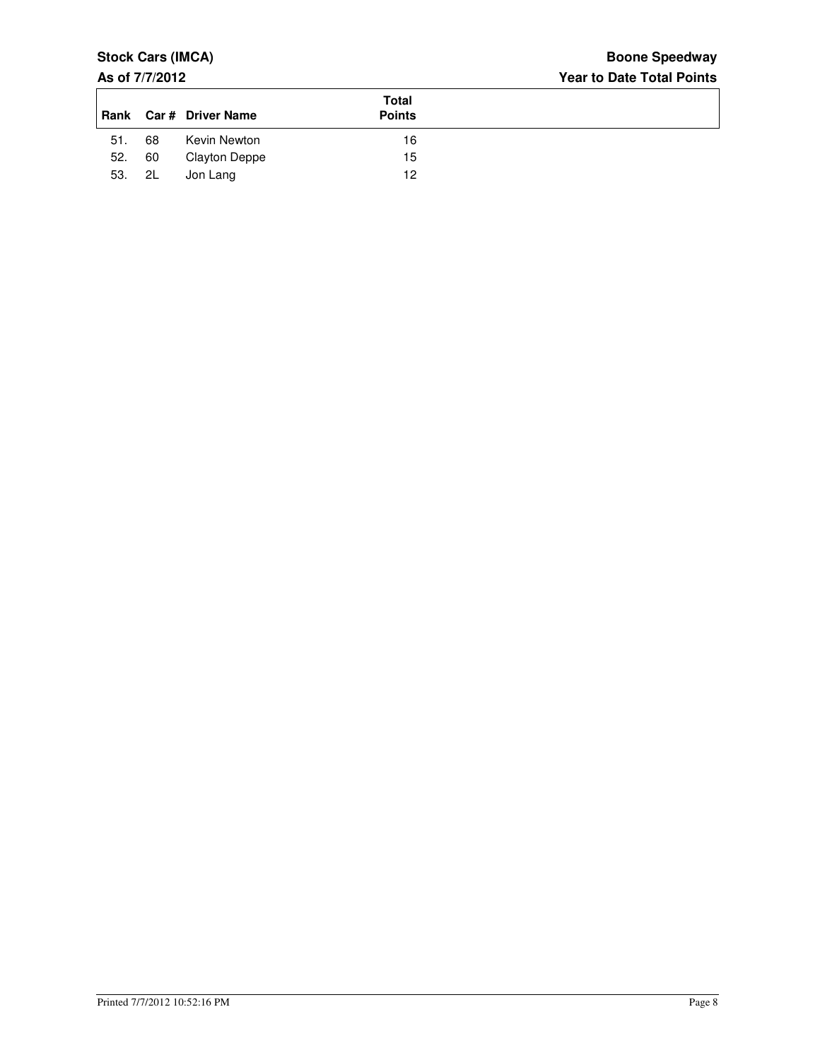**Stock Cars (IMCA)** **Boone Speedway**

**As of 7/7/2012** **Year to Date Total Points**

| Rank | Car # | Driver Name | Total Points |
|---|---|---|---|
| 51. | 68 | Kevin Newton | 16 |
| 52. | 60 | Clayton Deppe | 15 |
| 53. | 2L | Jon Lang | 12 |

Printed 7/7/2012 10:52:16 PM